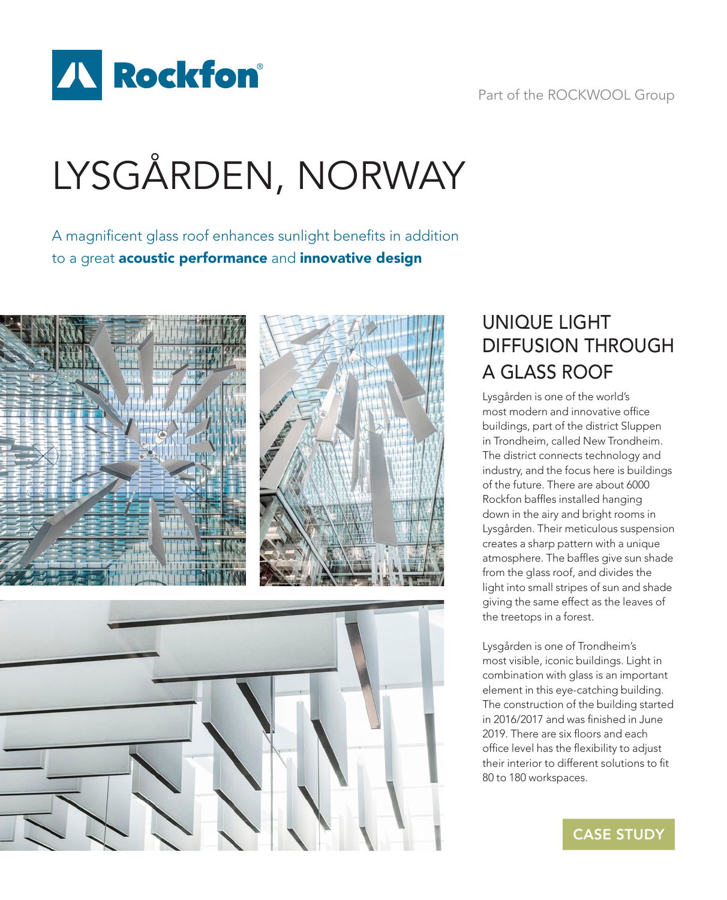# Rockfon

Part of the ROCKWOOL Group

# LYSGÅRDEN, NORWAY

A magnificent glass roof enhances sunlight benefits in addition to a great **acoustic performance** and **innovative design**

## UNIQUE LIGHT DIFFUSION THROUGH A GLASS ROOF

Lysgården is one of the world's most modern and innovative office buildings, part of the district Sluppen in Trondheim, called New Trondheim. The district connects technology and industry, and the focus here is buildings of the future. There are about 6000 Rockfon baffles installed hanging down in the airy and bright rooms in Lysgården. Their meticulous suspension creates a sharp pattern with a unique atmosphere. The baffles give sun shade from the glass roof, and divides the light into small stripes of sun and shade giving the same effect as the leaves of the treetops in a forest.

Lysgården is one of Trondheim's most visible, iconic buildings. Light in combination with glass is an important element in this eye-catching building. The construction of the building started in 2016/2017 and was finished in June 2019. There are six floors and each office level has the flexibility to adjust their interior to different solutions to fit 80 to 180 workspaces.

CASE STUDY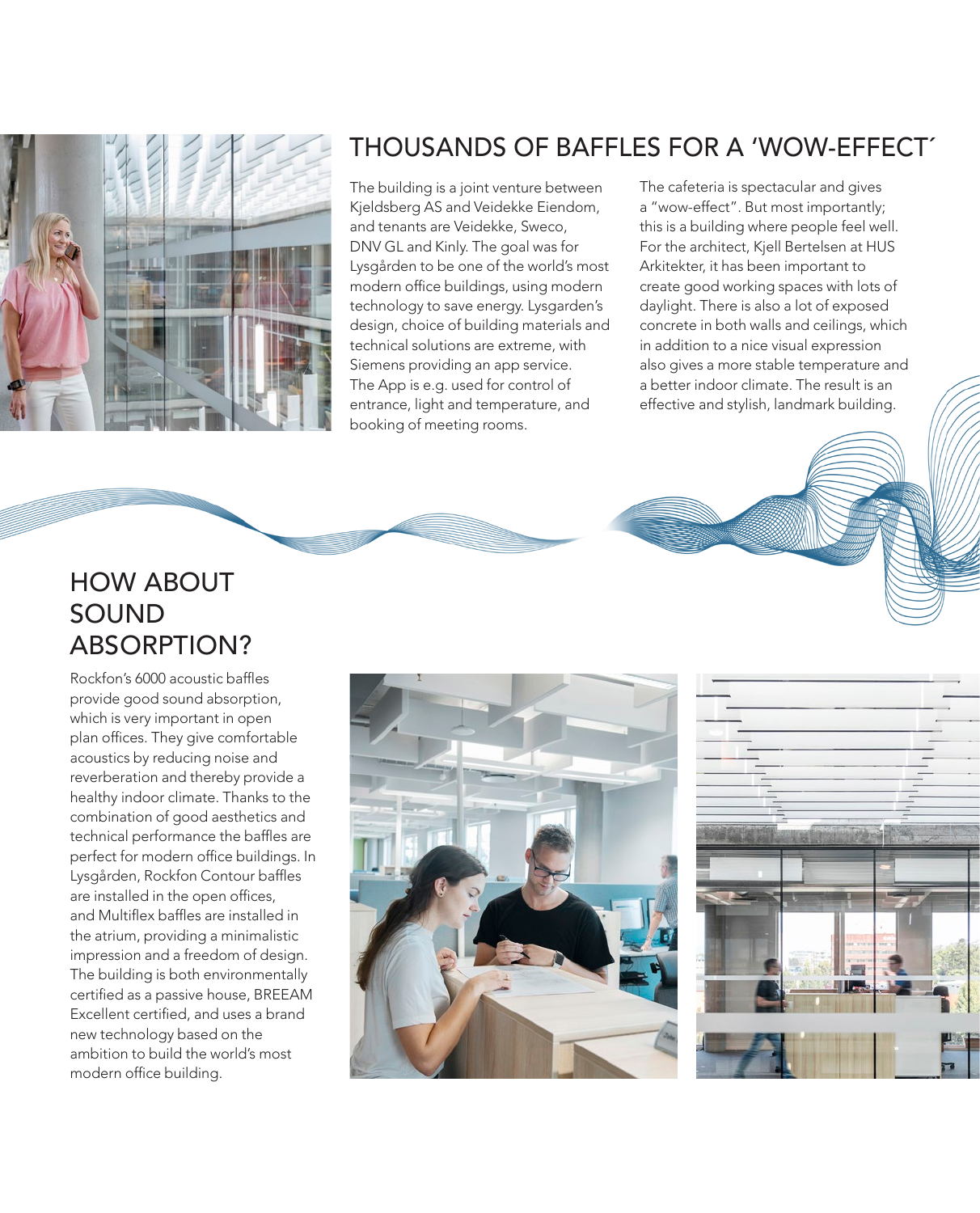## THOUSANDS OF BAFFLES FOR A 'WOW-EFFECT´

The building is a joint venture between Kjeldsberg AS and Veidekke Eiendom, and tenants are Veidekke, Sweco, DNV GL and Kinly. The goal was for Lysgården to be one of the world's most modern office buildings, using modern technology to save energy. Lysgarden's design, choice of building materials and technical solutions are extreme, with Siemens providing an app service. The App is e.g. used for control of entrance, light and temperature, and booking of meeting rooms.

The cafeteria is spectacular and gives a "wow-effect". But most importantly; this is a building where people feel well. For the architect, Kjell Bertelsen at HUS Arkitekter, it has been important to create good working spaces with lots of daylight. There is also a lot of exposed concrete in both walls and ceilings, which in addition to a nice visual expression also gives a more stable temperature and a better indoor climate. The result is an effective and stylish, landmark building.

## HOW ABOUT SOUND ABSORPTION?

Rockfon's 6000 acoustic baffles provide good sound absorption, which is very important in open plan offices. They give comfortable acoustics by reducing noise and reverberation and thereby provide a healthy indoor climate. Thanks to the combination of good aesthetics and technical performance the baffles are perfect for modern office buildings. In Lysgården, Rockfon Contour baffles are installed in the open offices, and Multiflex baffles are installed in the atrium, providing a minimalistic impression and a freedom of design. The building is both environmentally certified as a passive house, BREEAM Excellent certified, and uses a brand new technology based on the ambition to build the world's most modern office building.